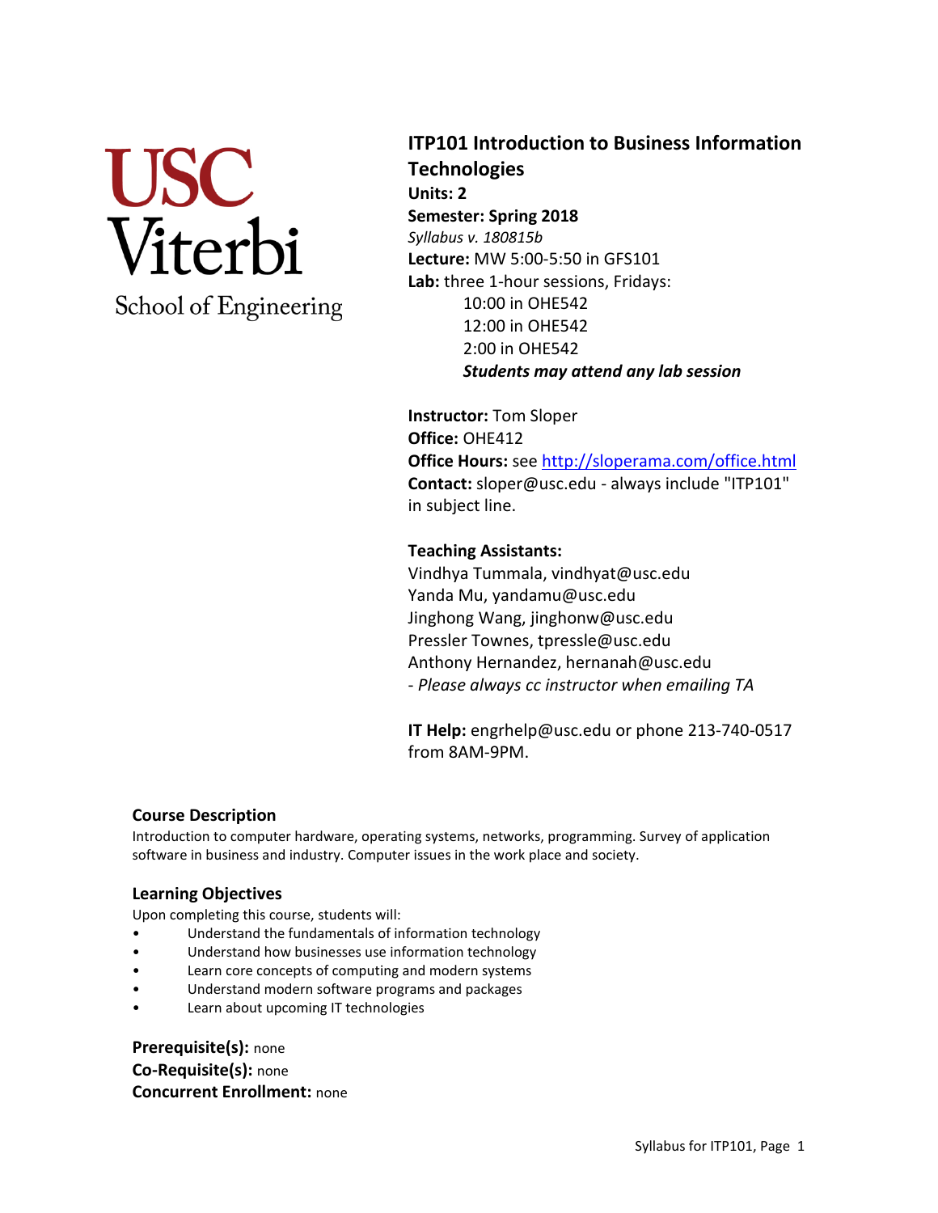USC Viterbi School of Engineering

# ITP101 Introduction to Business Information Technologies

**Units: 2**
**Semester: Spring 2018**
*Syllabus v. 180815b*
**Lecture:** MW 5:00-5:50 in GFS101
**Lab:** three 1-hour sessions, Fridays:
- 10:00 in OHE542
- 12:00 in OHE542
- 2:00 in OHE542

***Students may attend any lab session***

**Instructor:** Tom Sloper
**Office:** OHE412
**Office Hours:** see [http://sloperama.com/office.html](http://sloperama.com/office.html)
**Contact:** sloper@usc.edu - always include "ITP101" in subject line.

**Teaching Assistants:**
Vindhya Tummala, vindhyat@usc.edu
Yanda Mu, yandamu@usc.edu
Jinghong Wang, jinghonw@usc.edu
Pressler Townes, tpressle@usc.edu
Anthony Hernandez, hernanah@usc.edu
- *Please always cc instructor when emailing TA*

**IT Help:** engrhelp@usc.edu or phone 213-740-0517 from 8AM-9PM.

## Course Description

Introduction to computer hardware, operating systems, networks, programming. Survey of application software in business and industry. Computer issues in the work place and society.

## Learning Objectives

Upon completing this course, students will:

- Understand the fundamentals of information technology
- Understand how businesses use information technology
- Learn core concepts of computing and modern systems
- Understand modern software programs and packages
- Learn about upcoming IT technologies

**Prerequisite(s):** none
**Co-Requisite(s):** none
**Concurrent Enrollment:** none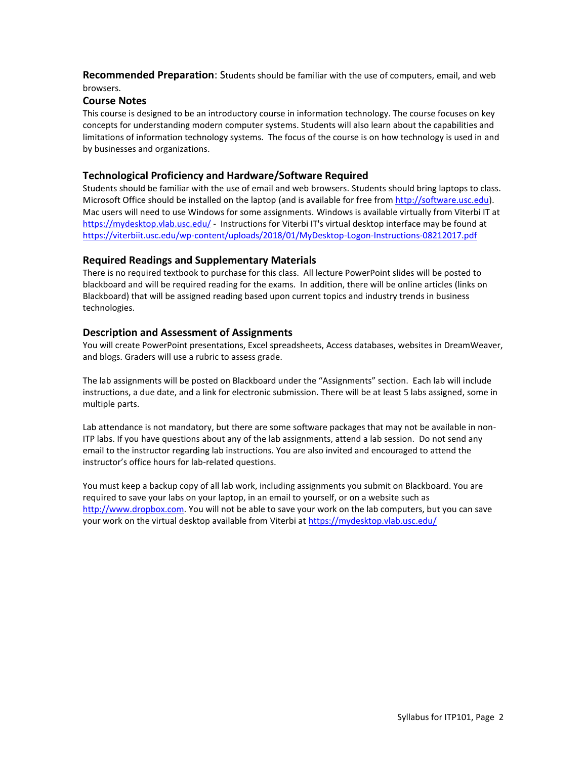**Recommended Preparation**: Students should be familiar with the use of computers, email, and web browsers.

### Course Notes

This course is designed to be an introductory course in information technology. The course focuses on key concepts for understanding modern computer systems. Students will also learn about the capabilities and limitations of information technology systems. The focus of the course is on how technology is used in and by businesses and organizations.

### Technological Proficiency and Hardware/Software Required

Students should be familiar with the use of email and web browsers. Students should bring laptops to class. Microsoft Office should be installed on the laptop (and is available for free from http://software.usc.edu). Mac users will need to use Windows for some assignments. Windows is available virtually from Viterbi IT at https://mydesktop.vlab.usc.edu/ - Instructions for Viterbi IT's virtual desktop interface may be found at https://viterbiit.usc.edu/wp-content/uploads/2018/01/MyDesktop-Logon-Instructions-08212017.pdf

### Required Readings and Supplementary Materials

There is no required textbook to purchase for this class. All lecture PowerPoint slides will be posted to blackboard and will be required reading for the exams. In addition, there will be online articles (links on Blackboard) that will be assigned reading based upon current topics and industry trends in business technologies.

### Description and Assessment of Assignments

You will create PowerPoint presentations, Excel spreadsheets, Access databases, websites in DreamWeaver, and blogs. Graders will use a rubric to assess grade.

The lab assignments will be posted on Blackboard under the "Assignments" section. Each lab will include instructions, a due date, and a link for electronic submission. There will be at least 5 labs assigned, some in multiple parts.

Lab attendance is not mandatory, but there are some software packages that may not be available in non-ITP labs. If you have questions about any of the lab assignments, attend a lab session. Do not send any email to the instructor regarding lab instructions. You are also invited and encouraged to attend the instructor's office hours for lab-related questions.

You must keep a backup copy of all lab work, including assignments you submit on Blackboard. You are required to save your labs on your laptop, in an email to yourself, or on a website such as http://www.dropbox.com. You will not be able to save your work on the lab computers, but you can save your work on the virtual desktop available from Viterbi at https://mydesktop.vlab.usc.edu/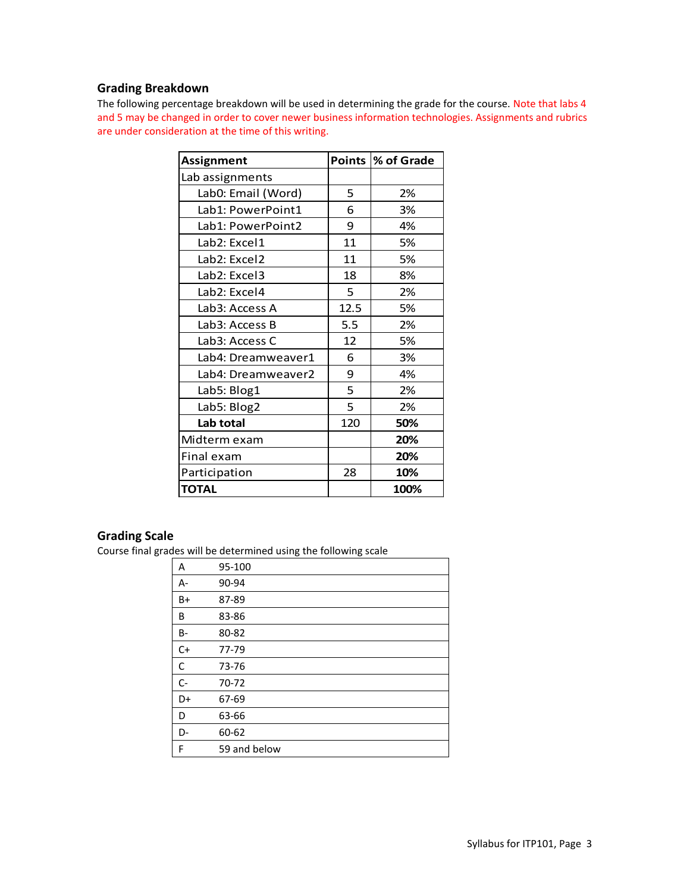## Grading Breakdown

The following percentage breakdown will be used in determining the grade for the course. Note that labs 4 and 5 may be changed in order to cover newer business information technologies. Assignments and rubrics are under consideration at the time of this writing.

| Assignment | Points | % of Grade |
|---|---|---|
| Lab assignments | | |
| Lab0: Email (Word) | 5 | 2% |
| Lab1: PowerPoint1 | 6 | 3% |
| Lab1: PowerPoint2 | 9 | 4% |
| Lab2: Excel1 | 11 | 5% |
| Lab2: Excel2 | 11 | 5% |
| Lab2: Excel3 | 18 | 8% |
| Lab2: Excel4 | 5 | 2% |
| Lab3: Access A | 12.5 | 5% |
| Lab3: Access B | 5.5 | 2% |
| Lab3: Access C | 12 | 5% |
| Lab4: Dreamweaver1 | 6 | 3% |
| Lab4: Dreamweaver2 | 9 | 4% |
| Lab5: Blog1 | 5 | 2% |
| Lab5: Blog2 | 5 | 2% |
| **Lab total** | 120 | **50%** |
| Midterm exam | | **20%** |
| Final exam | | **20%** |
| Participation | 28 | **10%** |
| **TOTAL** | | **100%** |

## Grading Scale

Course final grades will be determined using the following scale

| Grade | Range |
|---|---|
| A | 95-100 |
| A- | 90-94 |
| B+ | 87-89 |
| B | 83-86 |
| B- | 80-82 |
| C+ | 77-79 |
| C | 73-76 |
| C- | 70-72 |
| D+ | 67-69 |
| D | 63-66 |
| D- | 60-62 |
| F | 59 and below |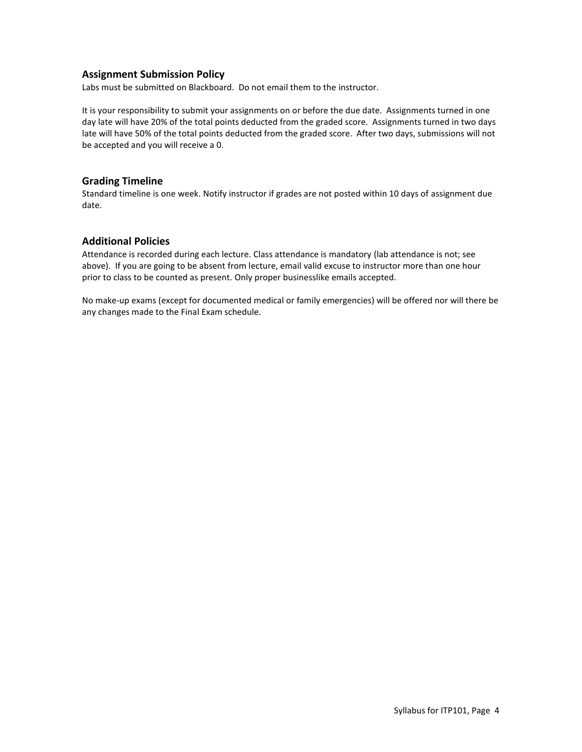## Assignment Submission Policy

Labs must be submitted on Blackboard. Do not email them to the instructor.

It is your responsibility to submit your assignments on or before the due date. Assignments turned in one day late will have 20% of the total points deducted from the graded score. Assignments turned in two days late will have 50% of the total points deducted from the graded score. After two days, submissions will not be accepted and you will receive a 0.

## Grading Timeline

Standard timeline is one week. Notify instructor if grades are not posted within 10 days of assignment due date.

## Additional Policies

Attendance is recorded during each lecture. Class attendance is mandatory (lab attendance is not; see above). If you are going to be absent from lecture, email valid excuse to instructor more than one hour prior to class to be counted as present. Only proper businesslike emails accepted.

No make-up exams (except for documented medical or family emergencies) will be offered nor will there be any changes made to the Final Exam schedule.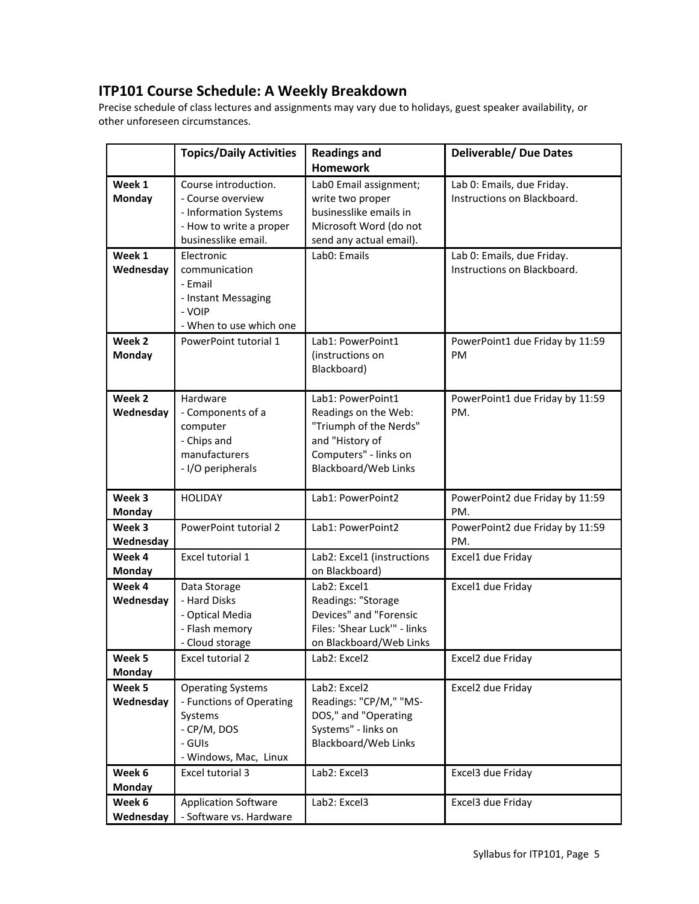## ITP101 Course Schedule: A Weekly Breakdown

Precise schedule of class lectures and assignments may vary due to holidays, guest speaker availability, or other unforeseen circumstances.

| | Topics/Daily Activities | Readings and Homework | Deliverable/ Due Dates |
|---|---|---|---|
| **Week 1 Monday** | Course introduction.<br>- Course overview<br>- Information Systems<br>- How to write a proper businesslike email. | Lab0 Email assignment; write two proper businesslike emails in Microsoft Word (do not send any actual email). | Lab 0: Emails, due Friday. Instructions on Blackboard. |
| **Week 1 Wednesday** | Electronic communication<br>- Email<br>- Instant Messaging<br>- VOIP<br>- When to use which one | Lab0: Emails | Lab 0: Emails, due Friday. Instructions on Blackboard. |
| **Week 2 Monday** | PowerPoint tutorial 1 | Lab1: PowerPoint1 (instructions on Blackboard) | PowerPoint1 due Friday by 11:59 PM |
| **Week 2 Wednesday** | Hardware<br>- Components of a computer<br>- Chips and manufacturers<br>- I/O peripherals | Lab1: PowerPoint1<br>Readings on the Web: "Triumph of the Nerds" and "History of Computers" - links on Blackboard/Web Links | PowerPoint1 due Friday by 11:59 PM. |
| **Week 3 Monday** | HOLIDAY | Lab1: PowerPoint2 | PowerPoint2 due Friday by 11:59 PM. |
| **Week 3 Wednesday** | PowerPoint tutorial 2 | Lab1: PowerPoint2 | PowerPoint2 due Friday by 11:59 PM. |
| **Week 4 Monday** | Excel tutorial 1 | Lab2: Excel1 (instructions on Blackboard) | Excel1 due Friday |
| **Week 4 Wednesday** | Data Storage<br>- Hard Disks<br>- Optical Media<br>- Flash memory<br>- Cloud storage | Lab2: Excel1<br>Readings: "Storage Devices" and "Forensic Files: 'Shear Luck'" - links on Blackboard/Web Links | Excel1 due Friday |
| **Week 5 Monday** | Excel tutorial 2 | Lab2: Excel2 | Excel2 due Friday |
| **Week 5 Wednesday** | Operating Systems<br>- Functions of Operating Systems<br>- CP/M, DOS<br>- GUIs<br>- Windows, Mac, Linux | Lab2: Excel2<br>Readings: "CP/M," "MS-DOS," and "Operating Systems" - links on Blackboard/Web Links | Excel2 due Friday |
| **Week 6 Monday** | Excel tutorial 3 | Lab2: Excel3 | Excel3 due Friday |
| **Week 6 Wednesday** | Application Software<br>- Software vs. Hardware | Lab2: Excel3 | Excel3 due Friday |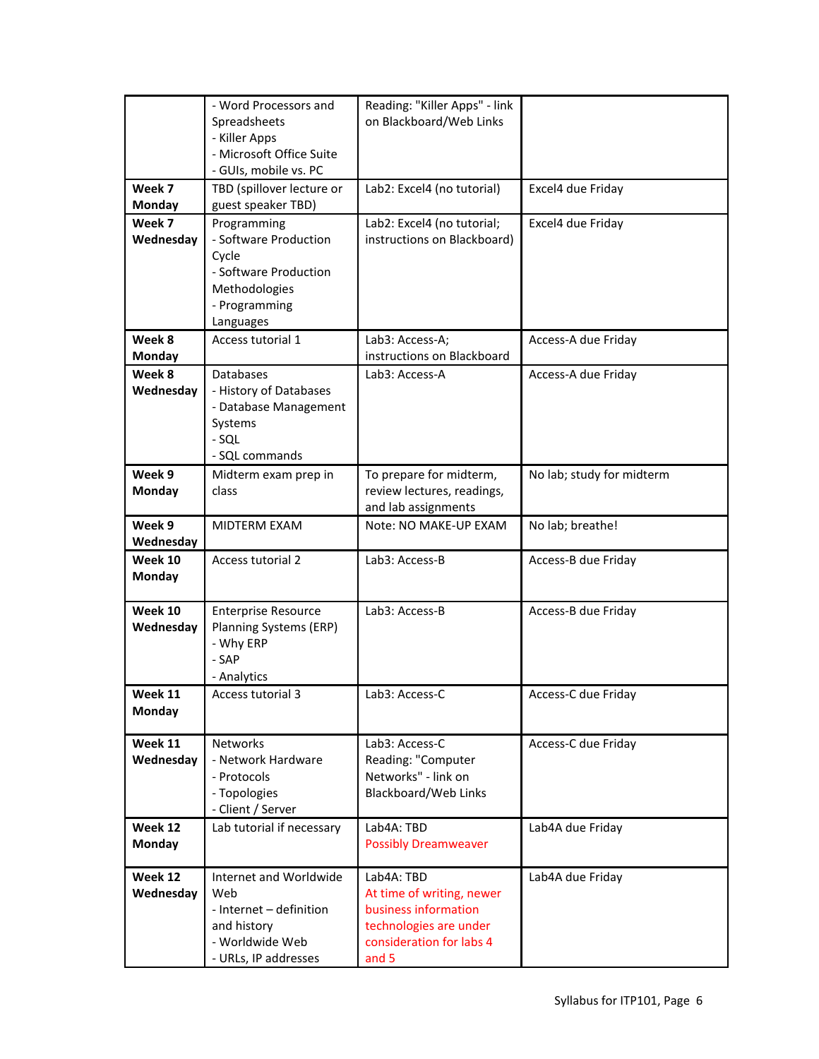| | | | |
|---|---|---|---|
| | - Word Processors and Spreadsheets<br>- Killer Apps<br>- Microsoft Office Suite<br>- GUIs, mobile vs. PC | Reading: "Killer Apps" - link on Blackboard/Web Links | |
| **Week 7 Monday** | TBD (spillover lecture or guest speaker TBD) | Lab2: Excel4 (no tutorial) | Excel4 due Friday |
| **Week 7 Wednesday** | Programming<br>- Software Production Cycle<br>- Software Production Methodologies<br>- Programming Languages | Lab2: Excel4 (no tutorial; instructions on Blackboard) | Excel4 due Friday |
| **Week 8 Monday** | Access tutorial 1 | Lab3: Access-A; instructions on Blackboard | Access-A due Friday |
| **Week 8 Wednesday** | Databases<br>- History of Databases<br>- Database Management Systems<br>- SQL<br>- SQL commands | Lab3: Access-A | Access-A due Friday |
| **Week 9 Monday** | Midterm exam prep in class | To prepare for midterm, review lectures, readings, and lab assignments | No lab; study for midterm |
| **Week 9 Wednesday** | MIDTERM EXAM | Note: NO MAKE-UP EXAM | No lab; breathe! |
| **Week 10 Monday** | Access tutorial 2 | Lab3: Access-B | Access-B due Friday |
| **Week 10 Wednesday** | Enterprise Resource Planning Systems (ERP)<br>- Why ERP<br>- SAP<br>- Analytics | Lab3: Access-B | Access-B due Friday |
| **Week 11 Monday** | Access tutorial 3 | Lab3: Access-C | Access-C due Friday |
| **Week 11 Wednesday** | Networks<br>- Network Hardware<br>- Protocols<br>- Topologies<br>- Client / Server | Lab3: Access-C<br>Reading: "Computer Networks" - link on Blackboard/Web Links | Access-C due Friday |
| **Week 12 Monday** | Lab tutorial if necessary | Lab4A: TBD<br>Possibly Dreamweaver | Lab4A due Friday |
| **Week 12 Wednesday** | Internet and Worldwide Web<br>- Internet – definition and history<br>- Worldwide Web<br>- URLs, IP addresses | Lab4A: TBD<br>At time of writing, newer business information technologies are under consideration for labs 4 and 5 | Lab4A due Friday |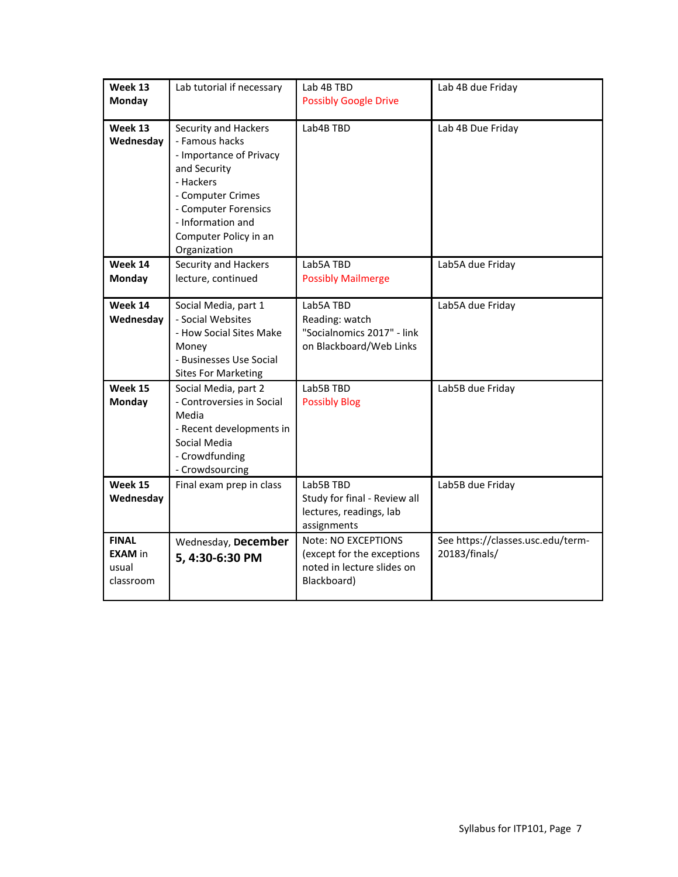| | | | |
|---|---|---|---|
| **Week 13 Monday** | Lab tutorial if necessary | Lab 4B TBD<br>Possibly Google Drive | Lab 4B due Friday |
| **Week 13 Wednesday** | Security and Hackers<br>- Famous hacks<br>- Importance of Privacy and Security<br>- Hackers<br>- Computer Crimes<br>- Computer Forensics<br>- Information and Computer Policy in an Organization | Lab4B TBD | Lab 4B Due Friday |
| **Week 14 Monday** | Security and Hackers lecture, continued | Lab5A TBD<br>Possibly Mailmerge | Lab5A due Friday |
| **Week 14 Wednesday** | Social Media, part 1<br>- Social Websites<br>- How Social Sites Make Money<br>- Businesses Use Social Sites For Marketing | Lab5A TBD<br>Reading: watch "Socialnomics 2017" - link on Blackboard/Web Links | Lab5A due Friday |
| **Week 15 Monday** | Social Media, part 2<br>- Controversies in Social Media<br>- Recent developments in Social Media<br>- Crowdfunding<br>- Crowdsourcing | Lab5B TBD<br>Possibly Blog | Lab5B due Friday |
| **Week 15 Wednesday** | Final exam prep in class | Lab5B TBD<br>Study for final - Review all lectures, readings, lab assignments | Lab5B due Friday |
| **FINAL EXAM** in usual classroom | Wednesday, **December 5, 4:30-6:30 PM** | Note: NO EXCEPTIONS (except for the exceptions noted in lecture slides on Blackboard) | See https://classes.usc.edu/term-20183/finals/ |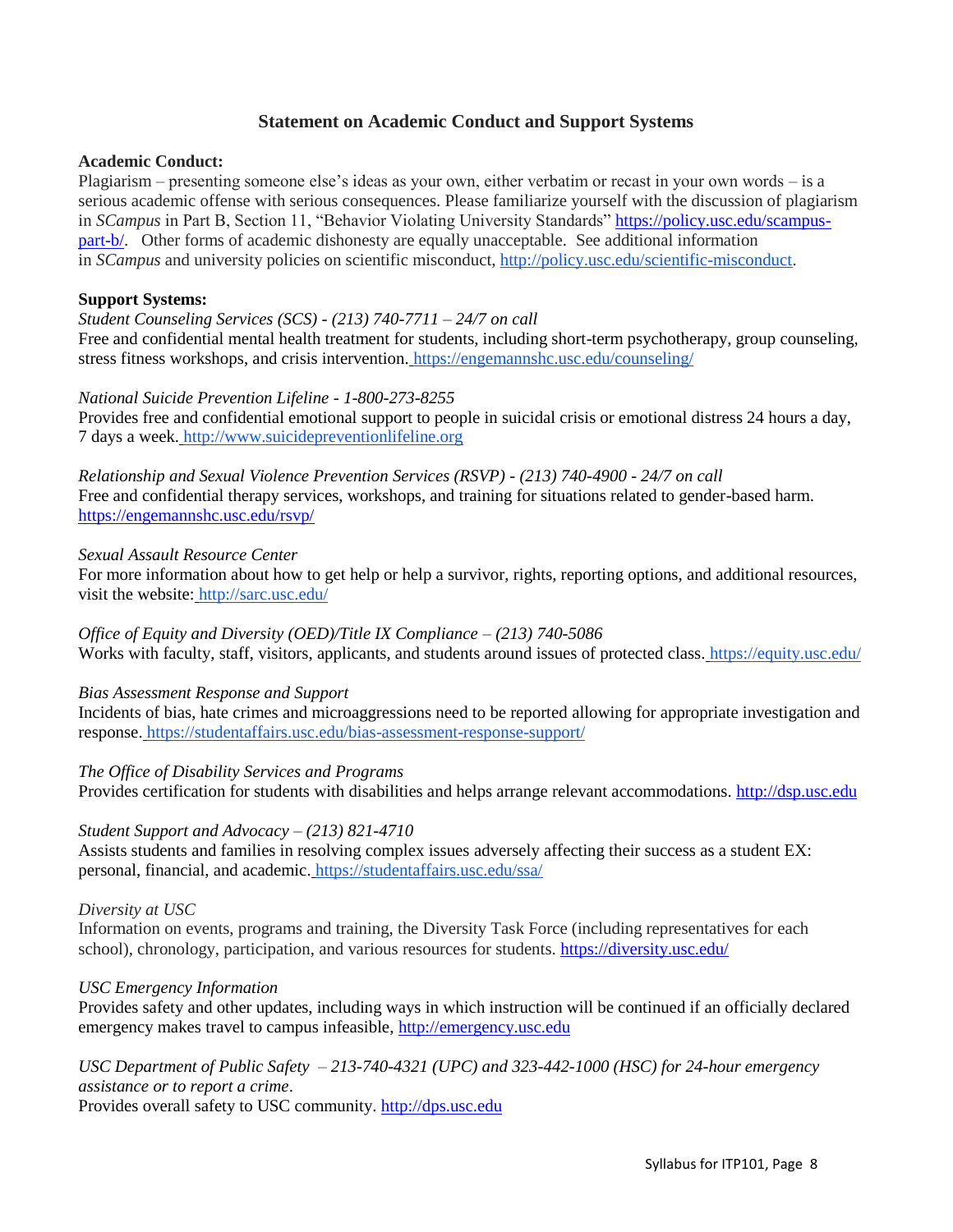## Statement on Academic Conduct and Support Systems

**Academic Conduct:**
Plagiarism – presenting someone else's ideas as your own, either verbatim or recast in your own words – is a serious academic offense with serious consequences. Please familiarize yourself with the discussion of plagiarism in *SCampus* in Part B, Section 11, "Behavior Violating University Standards" https://policy.usc.edu/scampus-part-b/. Other forms of academic dishonesty are equally unacceptable. See additional information in *SCampus* and university policies on scientific misconduct, http://policy.usc.edu/scientific-misconduct.

**Support Systems:**

*Student Counseling Services (SCS) - (213) 740-7711 – 24/7 on call*
Free and confidential mental health treatment for students, including short-term psychotherapy, group counseling, stress fitness workshops, and crisis intervention. https://engemannshc.usc.edu/counseling/

*National Suicide Prevention Lifeline - 1-800-273-8255*
Provides free and confidential emotional support to people in suicidal crisis or emotional distress 24 hours a day, 7 days a week. http://www.suicidepreventionlifeline.org

*Relationship and Sexual Violence Prevention Services (RSVP) - (213) 740-4900 - 24/7 on call*
Free and confidential therapy services, workshops, and training for situations related to gender-based harm. https://engemannshc.usc.edu/rsvp/

*Sexual Assault Resource Center*
For more information about how to get help or help a survivor, rights, reporting options, and additional resources, visit the website: http://sarc.usc.edu/

*Office of Equity and Diversity (OED)/Title IX Compliance – (213) 740-5086*
Works with faculty, staff, visitors, applicants, and students around issues of protected class. https://equity.usc.edu/

*Bias Assessment Response and Support*
Incidents of bias, hate crimes and microaggressions need to be reported allowing for appropriate investigation and response. https://studentaffairs.usc.edu/bias-assessment-response-support/

*The Office of Disability Services and Programs*
Provides certification for students with disabilities and helps arrange relevant accommodations. http://dsp.usc.edu

*Student Support and Advocacy – (213) 821-4710*
Assists students and families in resolving complex issues adversely affecting their success as a student EX: personal, financial, and academic. https://studentaffairs.usc.edu/ssa/

*Diversity at USC*
Information on events, programs and training, the Diversity Task Force (including representatives for each school), chronology, participation, and various resources for students. https://diversity.usc.edu/

*USC Emergency Information*
Provides safety and other updates, including ways in which instruction will be continued if an officially declared emergency makes travel to campus infeasible, http://emergency.usc.edu

*USC Department of Public Safety – 213-740-4321 (UPC) and 323-442-1000 (HSC) for 24-hour emergency assistance or to report a crime*.
Provides overall safety to USC community. http://dps.usc.edu